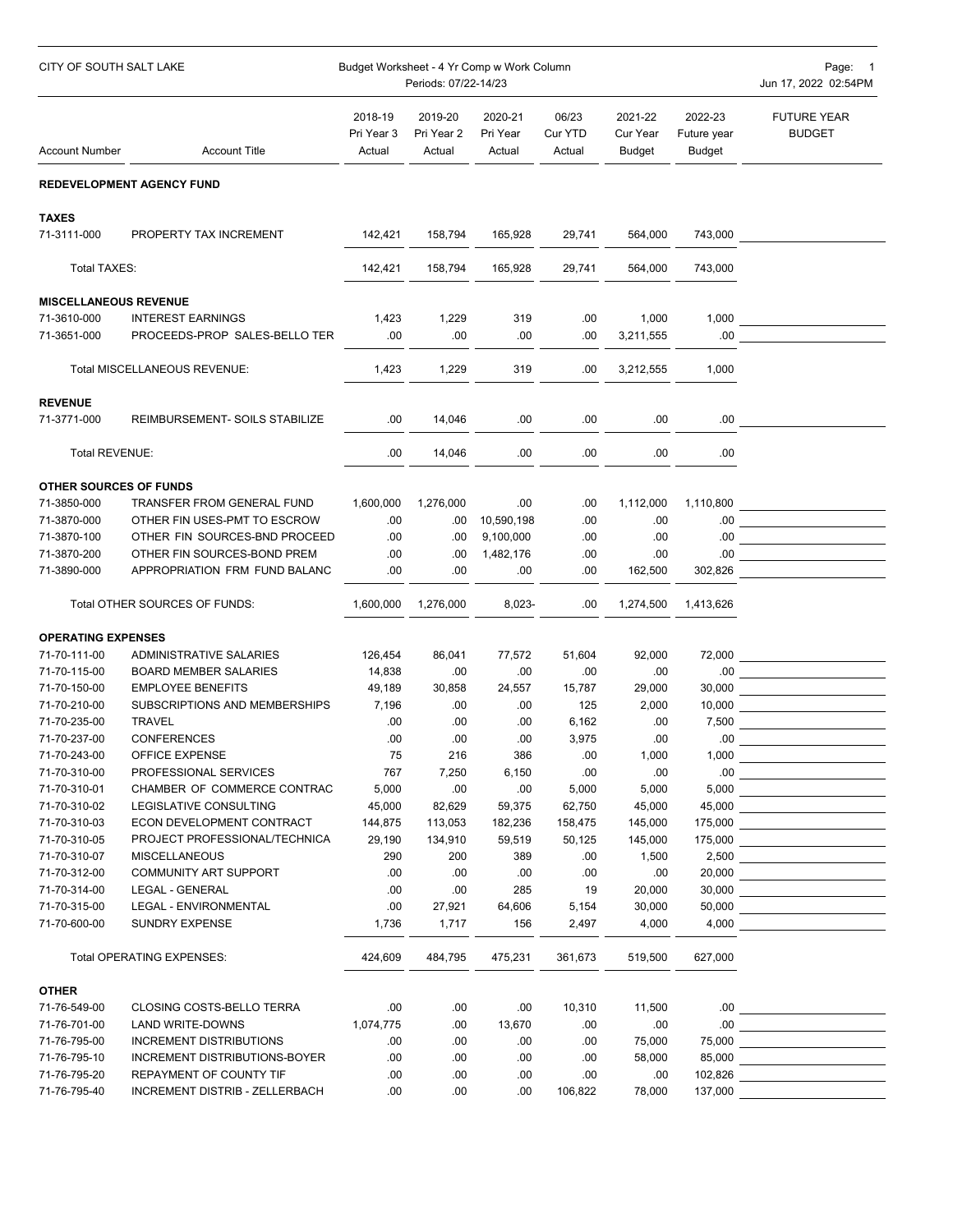CITY OF SOUTH SALT LAKE

Budget Worksheet - 4 Yr Comp w Work Column

Periods: 07/22-14/23

Jun 17, 2022 02:54PM

| Account Number | Account Title | 2018-19 Pri Year 3 Actual | 2019-20 Pri Year 2 Actual | 2020-21 Pri Year Actual | 06/23 Cur YTD Actual | 2021-22 Cur Year Budget | 2022-23 Future year Budget | FUTURE YEAR BUDGET |
|---|---|---|---|---|---|---|---|---|
| **REDEVELOPMENT AGENCY FUND** | | | | | | | | |
| **TAXES** | | | | | | | | |
| 71-3111-000 | PROPERTY TAX INCREMENT | 142,421 | 158,794 | 165,928 | 29,741 | 564,000 | 743,000 | |
| Total TAXES: | | 142,421 | 158,794 | 165,928 | 29,741 | 564,000 | 743,000 | |
| **MISCELLANEOUS REVENUE** | | | | | | | | |
| 71-3610-000 | INTEREST EARNINGS | 1,423 | 1,229 | 319 | .00 | 1,000 | 1,000 | |
| 71-3651-000 | PROCEEDS-PROP SALES-BELLO TER | .00 | .00 | .00 | .00 | 3,211,555 | .00 | |
| | Total MISCELLANEOUS REVENUE: | 1,423 | 1,229 | 319 | .00 | 3,212,555 | 1,000 | |
| **REVENUE** | | | | | | | | |
| 71-3771-000 | REIMBURSEMENT- SOILS STABILIZE | .00 | 14,046 | .00 | .00 | .00 | .00 | |
| Total REVENUE: | | .00 | 14,046 | .00 | .00 | .00 | .00 | |
| **OTHER SOURCES OF FUNDS** | | | | | | | | |
| 71-3850-000 | TRANSFER FROM GENERAL FUND | 1,600,000 | 1,276,000 | .00 | .00 | 1,112,000 | 1,110,800 | |
| 71-3870-000 | OTHER FIN USES-PMT TO ESCROW | .00 | .00 | 10,590,198 | .00 | .00 | .00 | |
| 71-3870-100 | OTHER FIN SOURCES-BND PROCEED | .00 | .00 | 9,100,000 | .00 | .00 | .00 | |
| 71-3870-200 | OTHER FIN SOURCES-BOND PREM | .00 | .00 | 1,482,176 | .00 | .00 | .00 | |
| 71-3890-000 | APPROPRIATION FRM FUND BALANC | .00 | .00 | .00 | .00 | 162,500 | 302,826 | |
| | Total OTHER SOURCES OF FUNDS: | 1,600,000 | 1,276,000 | 8,023- | .00 | 1,274,500 | 1,413,626 | |
| **OPERATING EXPENSES** | | | | | | | | |
| 71-70-111-00 | ADMINISTRATIVE SALARIES | 126,454 | 86,041 | 77,572 | 51,604 | 92,000 | 72,000 | |
| 71-70-115-00 | BOARD MEMBER SALARIES | 14,838 | .00 | .00 | .00 | .00 | .00 | |
| 71-70-150-00 | EMPLOYEE BENEFITS | 49,189 | 30,858 | 24,557 | 15,787 | 29,000 | 30,000 | |
| 71-70-210-00 | SUBSCRIPTIONS AND MEMBERSHIPS | 7,196 | .00 | .00 | 125 | 2,000 | 10,000 | |
| 71-70-235-00 | TRAVEL | .00 | .00 | .00 | 6,162 | .00 | 7,500 | |
| 71-70-237-00 | CONFERENCES | .00 | .00 | .00 | 3,975 | .00 | .00 | |
| 71-70-243-00 | OFFICE EXPENSE | 75 | 216 | 386 | .00 | 1,000 | 1,000 | |
| 71-70-310-00 | PROFESSIONAL SERVICES | 767 | 7,250 | 6,150 | .00 | .00 | .00 | |
| 71-70-310-01 | CHAMBER OF COMMERCE CONTRAC | 5,000 | .00 | .00 | 5,000 | 5,000 | 5,000 | |
| 71-70-310-02 | LEGISLATIVE CONSULTING | 45,000 | 82,629 | 59,375 | 62,750 | 45,000 | 45,000 | |
| 71-70-310-03 | ECON DEVELOPMENT CONTRACT | 144,875 | 113,053 | 182,236 | 158,475 | 145,000 | 175,000 | |
| 71-70-310-05 | PROJECT PROFESSIONAL/TECHNICA | 29,190 | 134,910 | 59,519 | 50,125 | 145,000 | 175,000 | |
| 71-70-310-07 | MISCELLANEOUS | 290 | 200 | 389 | .00 | 1,500 | 2,500 | |
| 71-70-312-00 | COMMUNITY ART SUPPORT | .00 | .00 | .00 | .00 | .00 | 20,000 | |
| 71-70-314-00 | LEGAL - GENERAL | .00 | .00 | 285 | 19 | 20,000 | 30,000 | |
| 71-70-315-00 | LEGAL - ENVIRONMENTAL | .00 | 27,921 | 64,606 | 5,154 | 30,000 | 50,000 | |
| 71-70-600-00 | SUNDRY EXPENSE | 1,736 | 1,717 | 156 | 2,497 | 4,000 | 4,000 | |
| | Total OPERATING EXPENSES: | 424,609 | 484,795 | 475,231 | 361,673 | 519,500 | 627,000 | |
| **OTHER** | | | | | | | | |
| 71-76-549-00 | CLOSING COSTS-BELLO TERRA | .00 | .00 | .00 | 10,310 | 11,500 | .00 | |
| 71-76-701-00 | LAND WRITE-DOWNS | 1,074,775 | .00 | 13,670 | .00 | .00 | .00 | |
| 71-76-795-00 | INCREMENT DISTRIBUTIONS | .00 | .00 | .00 | .00 | 75,000 | 75,000 | |
| 71-76-795-10 | INCREMENT DISTRIBUTIONS-BOYER | .00 | .00 | .00 | .00 | 58,000 | 85,000 | |
| 71-76-795-20 | REPAYMENT OF COUNTY TIF | .00 | .00 | .00 | .00 | .00 | 102,826 | |
| 71-76-795-40 | INCREMENT DISTRIB - ZELLERBACH | .00 | .00 | .00 | 106,822 | 78,000 | 137,000 | |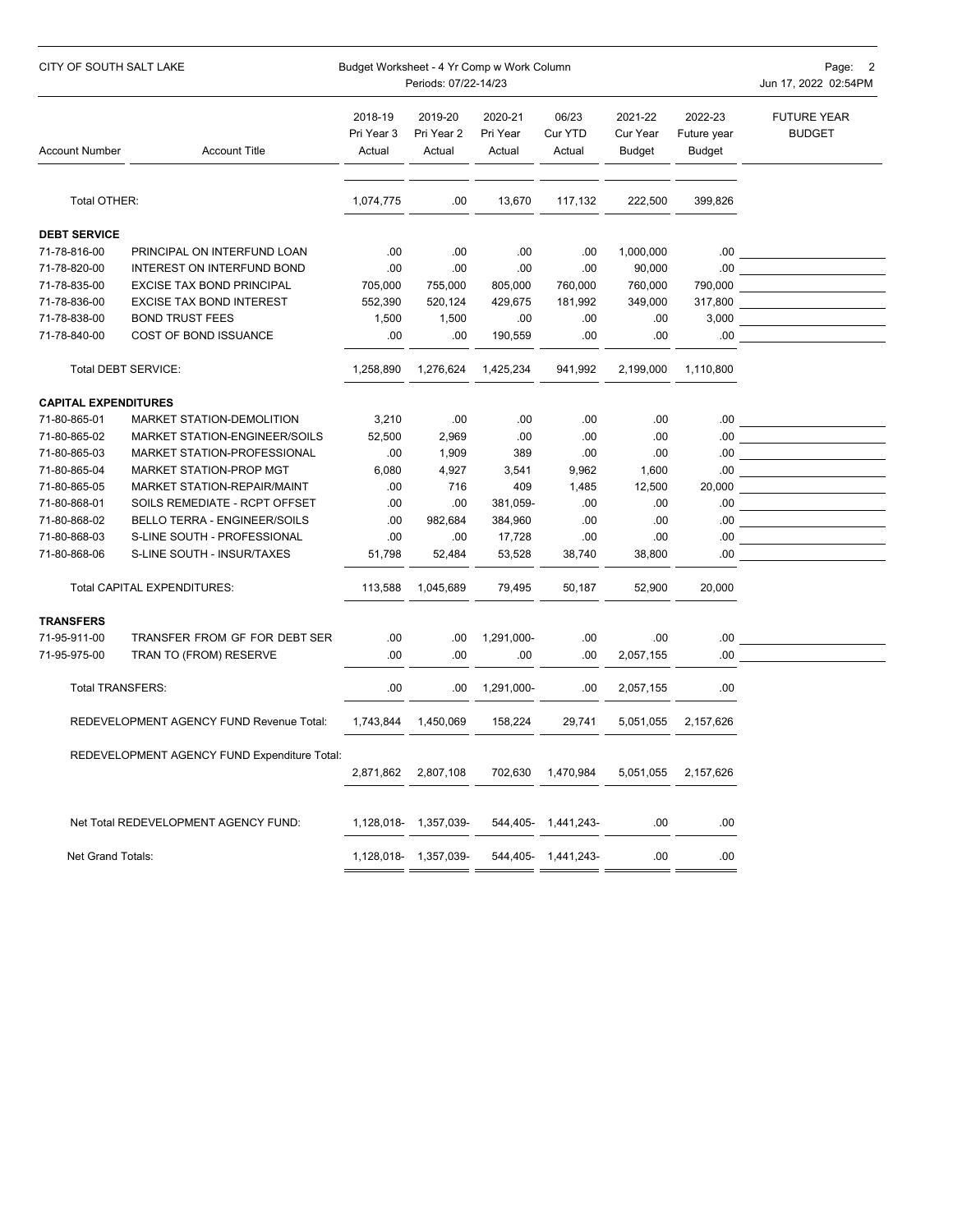| Account Number | Account Title | 2018-19 Pri Year 3 Actual | 2019-20 Pri Year 2 Actual | 2020-21 Pri Year Actual | 06/23 Cur YTD Actual | 2021-22 Cur Year Budget | 2022-23 Future year Budget | FUTURE YEAR BUDGET |
|---|---|---|---|---|---|---|---|---|
| Total OTHER: | | 1,074,775 | .00 | 13,670 | 117,132 | 222,500 | 399,826 | |
| **DEBT SERVICE** | | | | | | | | |
| 71-78-816-00 | PRINCIPAL ON INTERFUND LOAN | .00 | .00 | .00 | .00 | 1,000,000 | .00 | |
| 71-78-820-00 | INTEREST ON INTERFUND BOND | .00 | .00 | .00 | .00 | 90,000 | .00 | |
| 71-78-835-00 | EXCISE TAX BOND PRINCIPAL | 705,000 | 755,000 | 805,000 | 760,000 | 760,000 | 790,000 | |
| 71-78-836-00 | EXCISE TAX BOND INTEREST | 552,390 | 520,124 | 429,675 | 181,992 | 349,000 | 317,800 | |
| 71-78-838-00 | BOND TRUST FEES | 1,500 | 1,500 | .00 | .00 | .00 | 3,000 | |
| 71-78-840-00 | COST OF BOND ISSUANCE | .00 | .00 | 190,559 | .00 | .00 | .00 | |
| Total DEBT SERVICE: | | 1,258,890 | 1,276,624 | 1,425,234 | 941,992 | 2,199,000 | 1,110,800 | |
| **CAPITAL EXPENDITURES** | | | | | | | | |
| 71-80-865-01 | MARKET STATION-DEMOLITION | 3,210 | .00 | .00 | .00 | .00 | .00 | |
| 71-80-865-02 | MARKET STATION-ENGINEER/SOILS | 52,500 | 2,969 | .00 | .00 | .00 | .00 | |
| 71-80-865-03 | MARKET STATION-PROFESSIONAL | .00 | 1,909 | 389 | .00 | .00 | .00 | |
| 71-80-865-04 | MARKET STATION-PROP MGT | 6,080 | 4,927 | 3,541 | 9,962 | 1,600 | .00 | |
| 71-80-865-05 | MARKET STATION-REPAIR/MAINT | .00 | 716 | 409 | 1,485 | 12,500 | 20,000 | |
| 71-80-868-01 | SOILS REMEDIATE - RCPT OFFSET | .00 | .00 | 381,059- | .00 | .00 | .00 | |
| 71-80-868-02 | BELLO TERRA - ENGINEER/SOILS | .00 | 982,684 | 384,960 | .00 | .00 | .00 | |
| 71-80-868-03 | S-LINE SOUTH - PROFESSIONAL | .00 | .00 | 17,728 | .00 | .00 | .00 | |
| 71-80-868-06 | S-LINE SOUTH - INSUR/TAXES | 51,798 | 52,484 | 53,528 | 38,740 | 38,800 | .00 | |
| Total CAPITAL EXPENDITURES: | | 113,588 | 1,045,689 | 79,495 | 50,187 | 52,900 | 20,000 | |
| **TRANSFERS** | | | | | | | | |
| 71-95-911-00 | TRANSFER FROM GF FOR DEBT SER | .00 | .00 | 1,291,000- | .00 | .00 | .00 | |
| 71-95-975-00 | TRAN TO (FROM) RESERVE | .00 | .00 | .00 | .00 | 2,057,155 | .00 | |
| Total TRANSFERS: | | .00 | .00 | 1,291,000- | .00 | 2,057,155 | .00 | |
| REDEVELOPMENT AGENCY FUND Revenue Total: | | 1,743,844 | 1,450,069 | 158,224 | 29,741 | 5,051,055 | 2,157,626 | |
| REDEVELOPMENT AGENCY FUND Expenditure Total: | | 2,871,862 | 2,807,108 | 702,630 | 1,470,984 | 5,051,055 | 2,157,626 | |
| Net Total REDEVELOPMENT AGENCY FUND: | | 1,128,018- | 1,357,039- | 544,405- | 1,441,243- | .00 | .00 | |
| Net Grand Totals: | | 1,128,018- | 1,357,039- | 544,405- | 1,441,243- | .00 | .00 | |